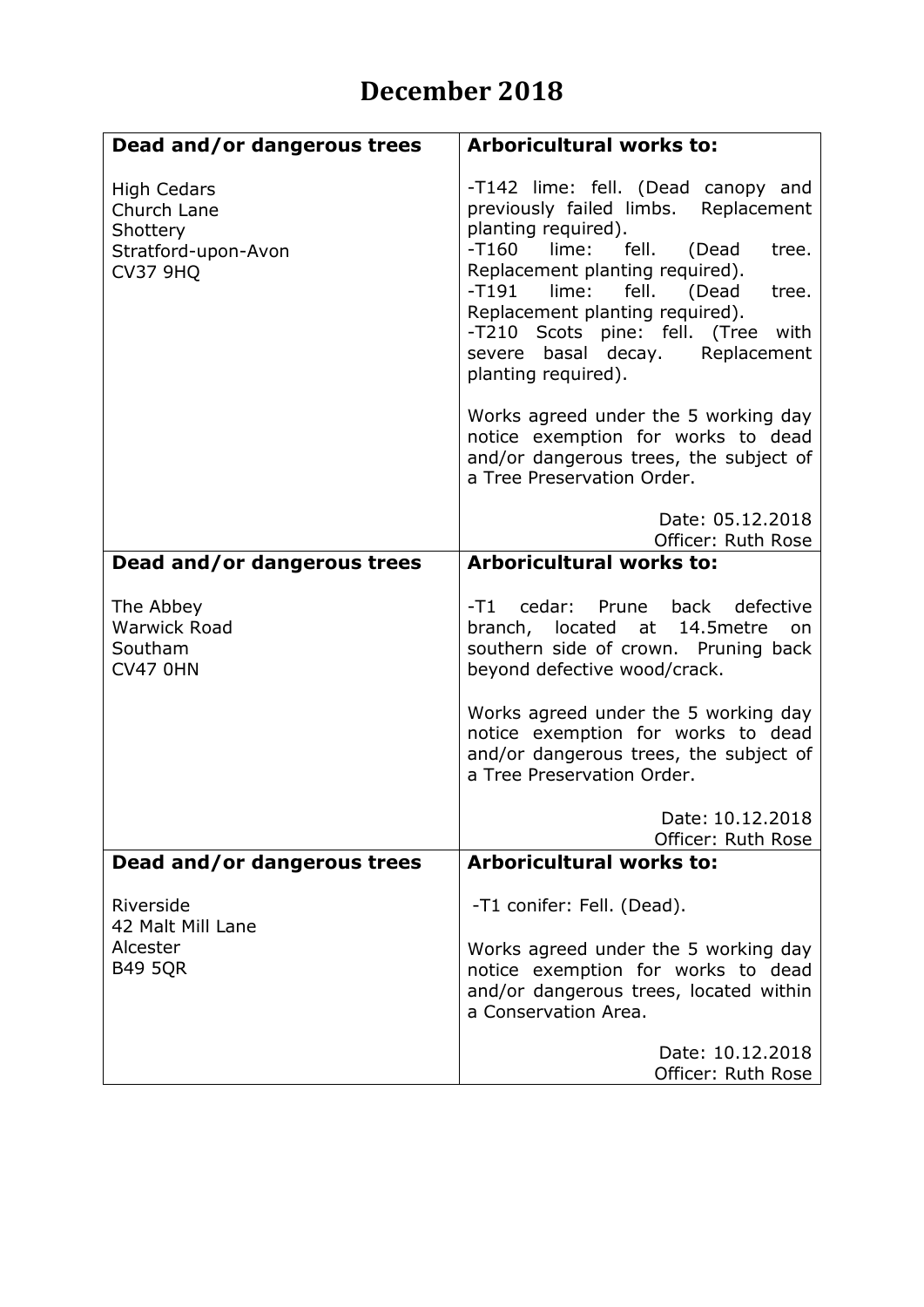# December 2018

| Dead and/or dangerous trees | Arboricultural works to: |
|---|---|
| High Cedars<br>Church Lane<br>Shottery<br>Stratford-upon-Avon<br>CV37 9HQ | -T142 lime: fell. (Dead canopy and previously failed limbs. Replacement planting required).<br>-T160 lime: fell. (Dead tree. Replacement planting required).<br>-T191 lime: fell. (Dead tree. Replacement planting required).<br>-T210 Scots pine: fell. (Tree with severe basal decay. Replacement planting required).<br><br>Works agreed under the 5 working day notice exemption for works to dead and/or dangerous trees, the subject of a Tree Preservation Order.<br><br>Date: 05.12.2018<br>Officer: Ruth Rose |
| **Dead and/or dangerous trees** | **Arboricultural works to:** |
| The Abbey<br>Warwick Road<br>Southam<br>CV47 0HN | -T1 cedar: Prune back defective branch, located at 14.5metre on southern side of crown. Pruning back beyond defective wood/crack.<br><br>Works agreed under the 5 working day notice exemption for works to dead and/or dangerous trees, the subject of a Tree Preservation Order.<br><br>Date: 10.12.2018<br>Officer: Ruth Rose |
| **Dead and/or dangerous trees** | **Arboricultural works to:** |
| Riverside<br>42 Malt Mill Lane<br>Alcester<br>B49 5QR | -T1 conifer: Fell. (Dead).<br><br>Works agreed under the 5 working day notice exemption for works to dead and/or dangerous trees, located within a Conservation Area.<br><br>Date: 10.12.2018<br>Officer: Ruth Rose |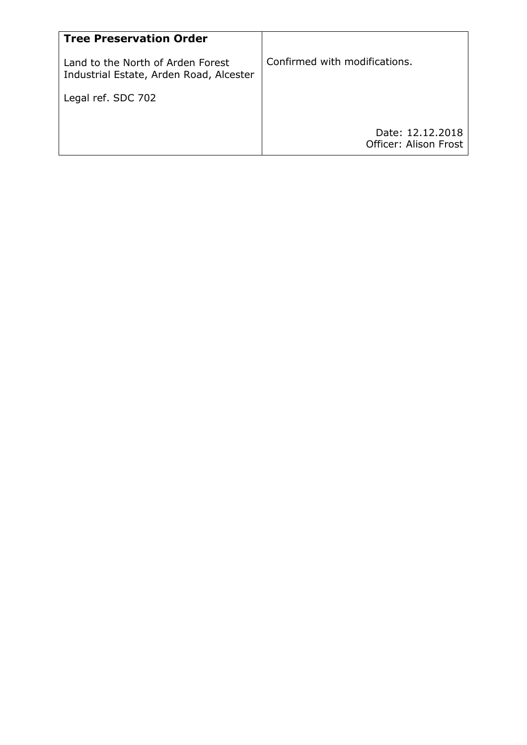| | |
|---|---|
| **Tree Preservation Order**<br><br>Land to the North of Arden Forest Industrial Estate, Arden Road, Alcester<br><br>Legal ref. SDC 702 | Confirmed with modifications.<br><br>Date: 12.12.2018<br>Officer: Alison Frost |